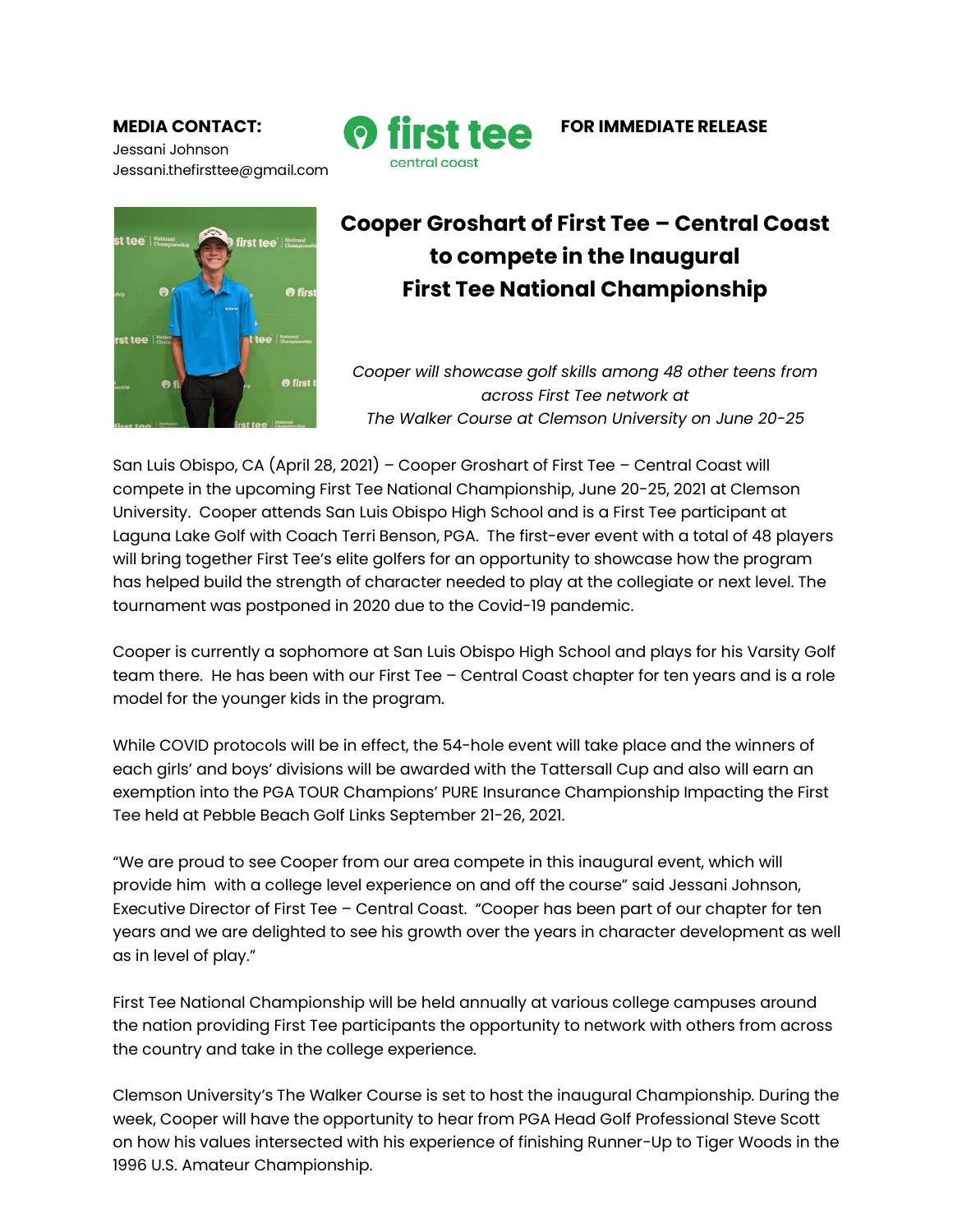**MEDIA CONTACT:**
Jessani Johnson
Jessani.thefirsttee@gmail.com

first tee
central coast

**FOR IMMEDIATE RELEASE**

# Cooper Groshart of First Tee – Central Coast to compete in the Inaugural First Tee National Championship

*Cooper will showcase golf skills among 48 other teens from across First Tee network at The Walker Course at Clemson University on June 20-25*

San Luis Obispo, CA (April 28, 2021) – Cooper Groshart of First Tee – Central Coast will compete in the upcoming First Tee National Championship, June 20-25, 2021 at Clemson University. Cooper attends San Luis Obispo High School and is a First Tee participant at Laguna Lake Golf with Coach Terri Benson, PGA. The first-ever event with a total of 48 players will bring together First Tee's elite golfers for an opportunity to showcase how the program has helped build the strength of character needed to play at the collegiate or next level. The tournament was postponed in 2020 due to the Covid-19 pandemic.

Cooper is currently a sophomore at San Luis Obispo High School and plays for his Varsity Golf team there. He has been with our First Tee – Central Coast chapter for ten years and is a role model for the younger kids in the program.

While COVID protocols will be in effect, the 54-hole event will take place and the winners of each girls' and boys' divisions will be awarded with the Tattersall Cup and also will earn an exemption into the PGA TOUR Champions' PURE Insurance Championship Impacting the First Tee held at Pebble Beach Golf Links September 21-26, 2021.

"We are proud to see Cooper from our area compete in this inaugural event, which will provide him with a college level experience on and off the course" said Jessani Johnson, Executive Director of First Tee – Central Coast. "Cooper has been part of our chapter for ten years and we are delighted to see his growth over the years in character development as well as in level of play."

First Tee National Championship will be held annually at various college campuses around the nation providing First Tee participants the opportunity to network with others from across the country and take in the college experience.

Clemson University's The Walker Course is set to host the inaugural Championship. During the week, Cooper will have the opportunity to hear from PGA Head Golf Professional Steve Scott on how his values intersected with his experience of finishing Runner-Up to Tiger Woods in the 1996 U.S. Amateur Championship.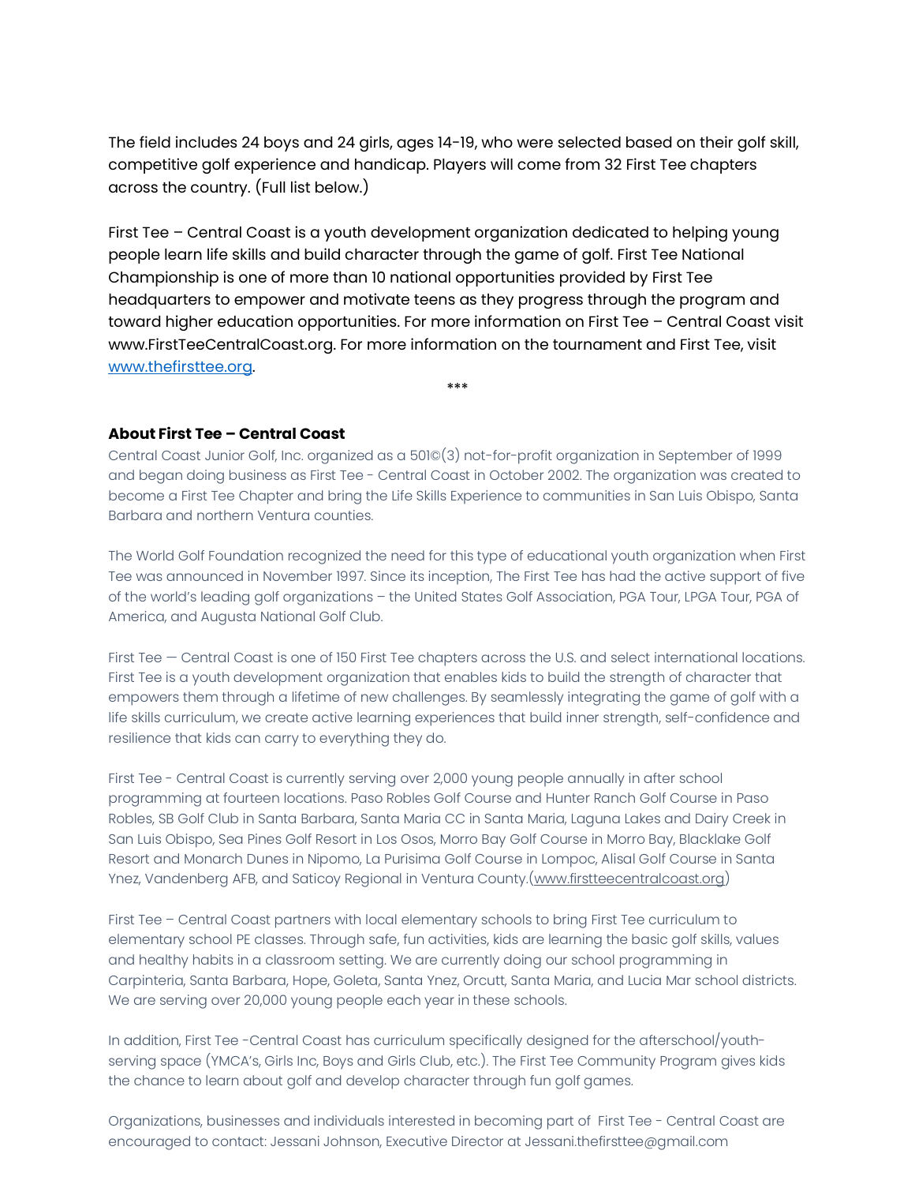The field includes 24 boys and 24 girls, ages 14-19, who were selected based on their golf skill, competitive golf experience and handicap. Players will come from 32 First Tee chapters across the country. (Full list below.)

First Tee – Central Coast is a youth development organization dedicated to helping young people learn life skills and build character through the game of golf. First Tee National Championship is one of more than 10 national opportunities provided by First Tee headquarters to empower and motivate teens as they progress through the program and toward higher education opportunities. For more information on First Tee – Central Coast visit www.FirstTeeCentralCoast.org. For more information on the tournament and First Tee, visit www.thefirsttee.org.

***

**About First Tee – Central Coast**

Central Coast Junior Golf, Inc. organized as a 501©(3) not-for-profit organization in September of 1999 and began doing business as First Tee - Central Coast in October 2002. The organization was created to become a First Tee Chapter and bring the Life Skills Experience to communities in San Luis Obispo, Santa Barbara and northern Ventura counties.

The World Golf Foundation recognized the need for this type of educational youth organization when First Tee was announced in November 1997. Since its inception, The First Tee has had the active support of five of the world's leading golf organizations – the United States Golf Association, PGA Tour, LPGA Tour, PGA of America, and Augusta National Golf Club.

First Tee — Central Coast is one of 150 First Tee chapters across the U.S. and select international locations. First Tee is a youth development organization that enables kids to build the strength of character that empowers them through a lifetime of new challenges. By seamlessly integrating the game of golf with a life skills curriculum, we create active learning experiences that build inner strength, self-confidence and resilience that kids can carry to everything they do.

First Tee - Central Coast is currently serving over 2,000 young people annually in after school programming at fourteen locations. Paso Robles Golf Course and Hunter Ranch Golf Course in Paso Robles, SB Golf Club in Santa Barbara, Santa Maria CC in Santa Maria, Laguna Lakes and Dairy Creek in San Luis Obispo, Sea Pines Golf Resort in Los Osos, Morro Bay Golf Course in Morro Bay, Blacklake Golf Resort and Monarch Dunes in Nipomo, La Purisima Golf Course in Lompoc, Alisal Golf Course in Santa Ynez, Vandenberg AFB, and Saticoy Regional in Ventura County.(www.firstteecentralcoast.org)

First Tee – Central Coast partners with local elementary schools to bring First Tee curriculum to elementary school PE classes. Through safe, fun activities, kids are learning the basic golf skills, values and healthy habits in a classroom setting. We are currently doing our school programming in Carpinteria, Santa Barbara, Hope, Goleta, Santa Ynez, Orcutt, Santa Maria, and Lucia Mar school districts. We are serving over 20,000 young people each year in these schools.

In addition, First Tee -Central Coast has curriculum specifically designed for the afterschool/youth-serving space (YMCA's, Girls Inc, Boys and Girls Club, etc.). The First Tee Community Program gives kids the chance to learn about golf and develop character through fun golf games.

Organizations, businesses and individuals interested in becoming part of First Tee - Central Coast are encouraged to contact: Jessani Johnson, Executive Director at Jessani.thefirsttee@gmail.com